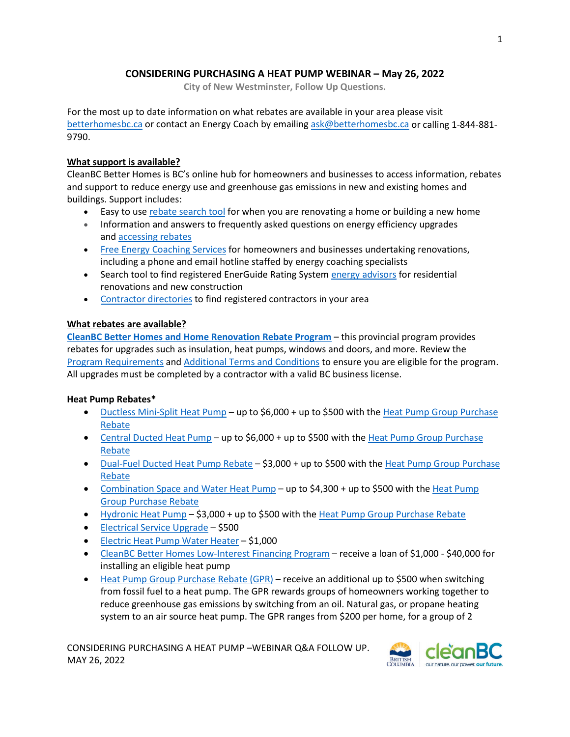# CONSIDERING PURCHASING A HEAT PUMP WEBINAR – May 26, 2022

City of New Westminster, Follow Up Questions.

For the most up to date information on what rebates are available in your area please visit betterhomesbc.ca or contact an Energy Coach by emailing ask@betterhomesbc.ca or calling 1-844-881-9790.

## What support is available?

CleanBC Better Homes is BC's online hub for homeowners and businesses to access information, rebates and support to reduce energy use and greenhouse gas emissions in new and existing homes and buildings. Support includes:

- Easy to use rebate search tool for when you are renovating a home or building a new home
- Information and answers to frequently asked questions on energy efficiency upgrades and accessing rebates
- Free Energy Coaching Services for homeowners and businesses undertaking renovations, including a phone and email hotline staffed by energy coaching specialists
- Search tool to find registered EnerGuide Rating System energy advisors for residential renovations and new construction
- Contractor directories to find registered contractors in your area

## What rebates are available?

**CleanBC Better Homes and Home Renovation Rebate Program** – this provincial program provides rebates for upgrades such as insulation, heat pumps, windows and doors, and more. Review the Program Requirements and Additional Terms and Conditions to ensure you are eligible for the program. All upgrades must be completed by a contractor with a valid BC business license.

### Heat Pump Rebates*

- Ductless Mini-Split Heat Pump – up to $6,000 + up to $500 with the Heat Pump Group Purchase Rebate
- Central Ducted Heat Pump – up to $6,000 + up to $500 with the Heat Pump Group Purchase Rebate
- Dual-Fuel Ducted Heat Pump Rebate – $3,000 + up to $500 with the Heat Pump Group Purchase Rebate
- Combination Space and Water Heat Pump – up to $4,300 + up to $500 with the Heat Pump Group Purchase Rebate
- Hydronic Heat Pump – $3,000 + up to $500 with the Heat Pump Group Purchase Rebate
- Electrical Service Upgrade – $500
- Electric Heat Pump Water Heater – $1,000
- CleanBC Better Homes Low-Interest Financing Program – receive a loan of $1,000 - $40,000 for installing an eligible heat pump
- Heat Pump Group Purchase Rebate (GPR) – receive an additional up to $500 when switching from fossil fuel to a heat pump. The GPR rewards groups of homeowners working together to reduce greenhouse gas emissions by switching from an oil. Natural gas, or propane heating system to an air source heat pump. The GPR ranges from $200 per home, for a group of 2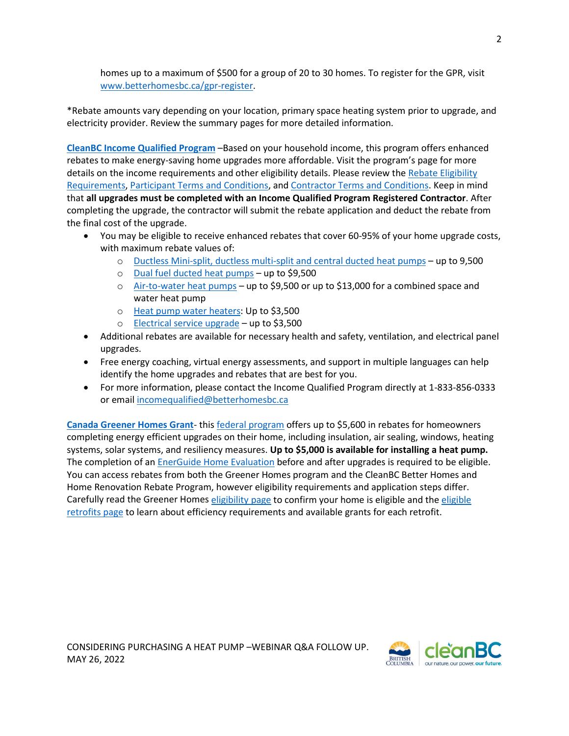homes up to a maximum of $500 for a group of 20 to 30 homes. To register for the GPR, visit www.betterhomesbc.ca/gpr-register.

*Rebate amounts vary depending on your location, primary space heating system prior to upgrade, and electricity provider. Review the summary pages for more detailed information.

**CleanBC Income Qualified Program** –Based on your household income, this program offers enhanced rebates to make energy-saving home upgrades more affordable. Visit the program's page for more details on the income requirements and other eligibility details. Please review the Rebate Eligibility Requirements, Participant Terms and Conditions, and Contractor Terms and Conditions. Keep in mind that **all upgrades must be completed with an Income Qualified Program Registered Contractor**. After completing the upgrade, the contractor will submit the rebate application and deduct the rebate from the final cost of the upgrade.

- You may be eligible to receive enhanced rebates that cover 60-95% of your home upgrade costs, with maximum rebate values of:
  - Ductless Mini-split, ductless multi-split and central ducted heat pumps – up to 9,500
  - Dual fuel ducted heat pumps – up to $9,500
  - Air-to-water heat pumps – up to $9,500 or up to $13,000 for a combined space and water heat pump
  - Heat pump water heaters: Up to $3,500
  - Electrical service upgrade – up to $3,500
- Additional rebates are available for necessary health and safety, ventilation, and electrical panel upgrades.
- Free energy coaching, virtual energy assessments, and support in multiple languages can help identify the home upgrades and rebates that are best for you.
- For more information, please contact the Income Qualified Program directly at 1-833-856-0333 or email incomequalified@betterhomesbc.ca

**Canada Greener Homes Grant**- this federal program offers up to $5,600 in rebates for homeowners completing energy efficient upgrades on their home, including insulation, air sealing, windows, heating systems, solar systems, and resiliency measures. **Up to $5,000 is available for installing a heat pump.** The completion of an EnerGuide Home Evaluation before and after upgrades is required to be eligible. You can access rebates from both the Greener Homes program and the CleanBC Better Homes and Home Renovation Rebate Program, however eligibility requirements and application steps differ. Carefully read the Greener Homes eligibility page to confirm your home is eligible and the eligible retrofits page to learn about efficiency requirements and available grants for each retrofit.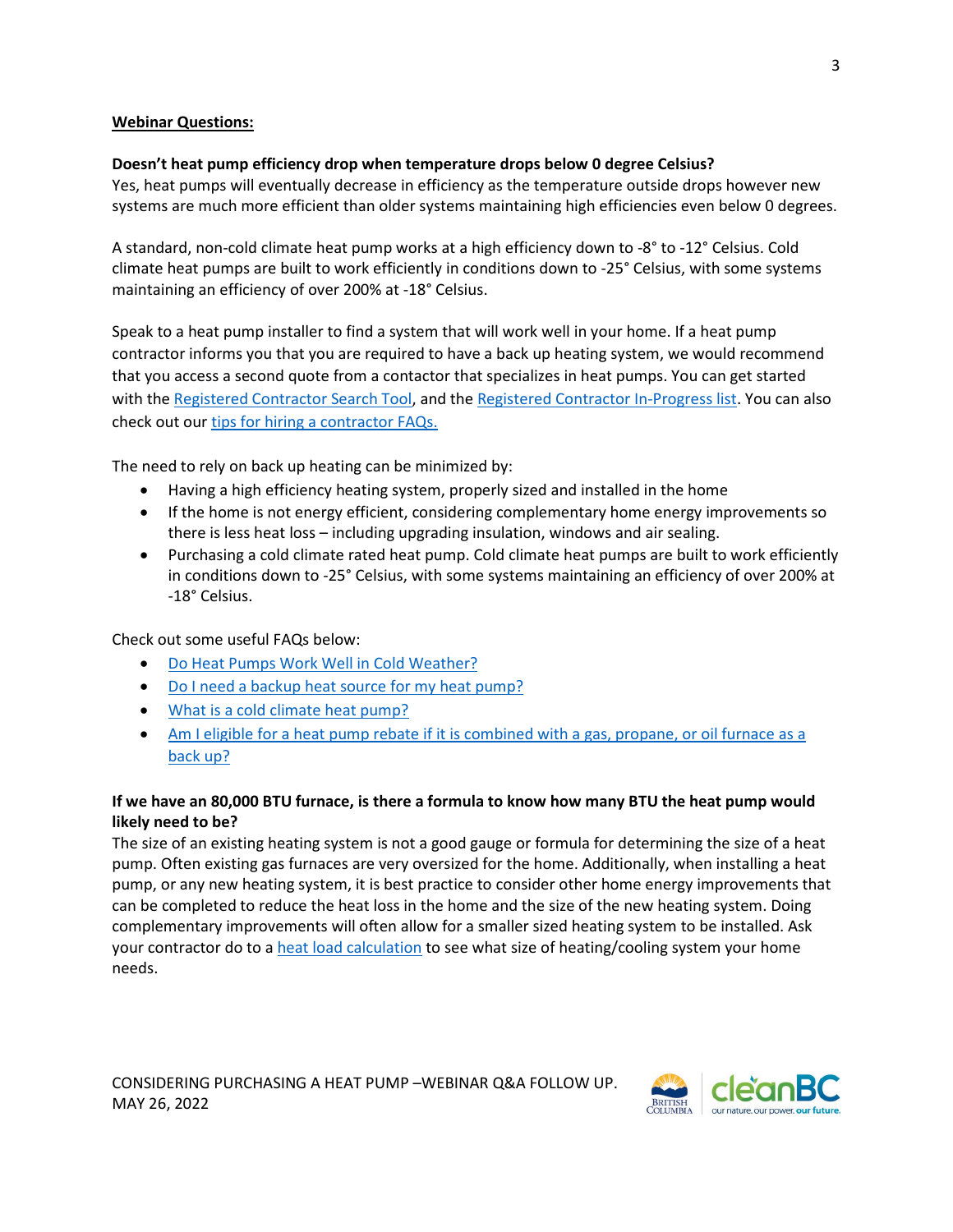**Webinar Questions:**

**Doesn't heat pump efficiency drop when temperature drops below 0 degree Celsius?**

Yes, heat pumps will eventually decrease in efficiency as the temperature outside drops however new systems are much more efficient than older systems maintaining high efficiencies even below 0 degrees.

A standard, non-cold climate heat pump works at a high efficiency down to -8° to -12° Celsius. Cold climate heat pumps are built to work efficiently in conditions down to -25° Celsius, with some systems maintaining an efficiency of over 200% at -18° Celsius.

Speak to a heat pump installer to find a system that will work well in your home. If a heat pump contractor informs you that you are required to have a back up heating system, we would recommend that you access a second quote from a contactor that specializes in heat pumps. You can get started with the Registered Contractor Search Tool, and the Registered Contractor In-Progress list. You can also check out our tips for hiring a contractor FAQs.

The need to rely on back up heating can be minimized by:

- Having a high efficiency heating system, properly sized and installed in the home
- If the home is not energy efficient, considering complementary home energy improvements so there is less heat loss – including upgrading insulation, windows and air sealing.
- Purchasing a cold climate rated heat pump. Cold climate heat pumps are built to work efficiently in conditions down to -25° Celsius, with some systems maintaining an efficiency of over 200% at -18° Celsius.

Check out some useful FAQs below:

- Do Heat Pumps Work Well in Cold Weather?
- Do I need a backup heat source for my heat pump?
- What is a cold climate heat pump?
- Am I eligible for a heat pump rebate if it is combined with a gas, propane, or oil furnace as a back up?

**If we have an 80,000 BTU furnace, is there a formula to know how many BTU the heat pump would likely need to be?**

The size of an existing heating system is not a good gauge or formula for determining the size of a heat pump. Often existing gas furnaces are very oversized for the home. Additionally, when installing a heat pump, or any new heating system, it is best practice to consider other home energy improvements that can be completed to reduce the heat loss in the home and the size of the new heating system. Doing complementary improvements will often allow for a smaller sized heating system to be installed. Ask your contractor do to a heat load calculation to see what size of heating/cooling system your home needs.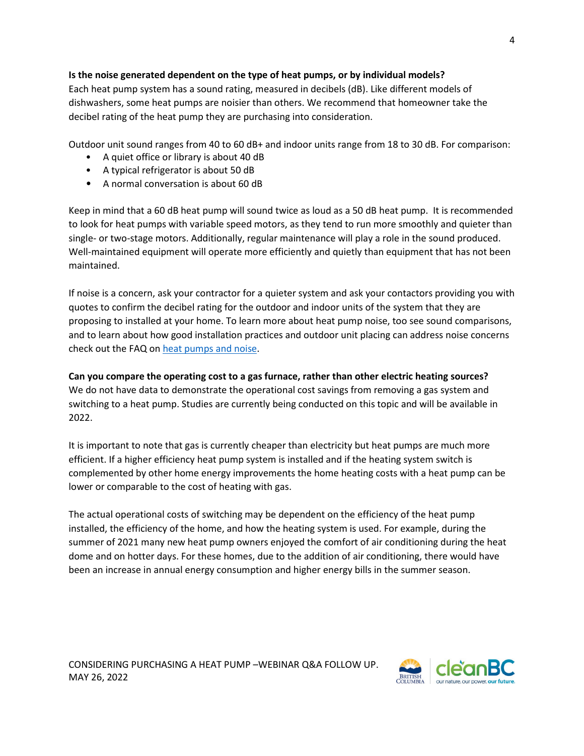**Is the noise generated dependent on the type of heat pumps, or by individual models?**
Each heat pump system has a sound rating, measured in decibels (dB). Like different models of dishwashers, some heat pumps are noisier than others. We recommend that homeowner take the decibel rating of the heat pump they are purchasing into consideration.

Outdoor unit sound ranges from 40 to 60 dB+ and indoor units range from 18 to 30 dB. For comparison:

- A quiet office or library is about 40 dB
- A typical refrigerator is about 50 dB
- A normal conversation is about 60 dB

Keep in mind that a 60 dB heat pump will sound twice as loud as a 50 dB heat pump. It is recommended to look for heat pumps with variable speed motors, as they tend to run more smoothly and quieter than single- or two-stage motors. Additionally, regular maintenance will play a role in the sound produced. Well-maintained equipment will operate more efficiently and quietly than equipment that has not been maintained.

If noise is a concern, ask your contractor for a quieter system and ask your contactors providing you with quotes to confirm the decibel rating for the outdoor and indoor units of the system that they are proposing to installed at your home. To learn more about heat pump noise, too see sound comparisons, and to learn about how good installation practices and outdoor unit placing can address noise concerns check out the FAQ on [heat pumps and noise](heat pumps and noise).

**Can you compare the operating cost to a gas furnace, rather than other electric heating sources?**
We do not have data to demonstrate the operational cost savings from removing a gas system and switching to a heat pump. Studies are currently being conducted on this topic and will be available in 2022.

It is important to note that gas is currently cheaper than electricity but heat pumps are much more efficient. If a higher efficiency heat pump system is installed and if the heating system switch is complemented by other home energy improvements the home heating costs with a heat pump can be lower or comparable to the cost of heating with gas.

The actual operational costs of switching may be dependent on the efficiency of the heat pump installed, the efficiency of the home, and how the heating system is used. For example, during the summer of 2021 many new heat pump owners enjoyed the comfort of air conditioning during the heat dome and on hotter days. For these homes, due to the addition of air conditioning, there would have been an increase in annual energy consumption and higher energy bills in the summer season.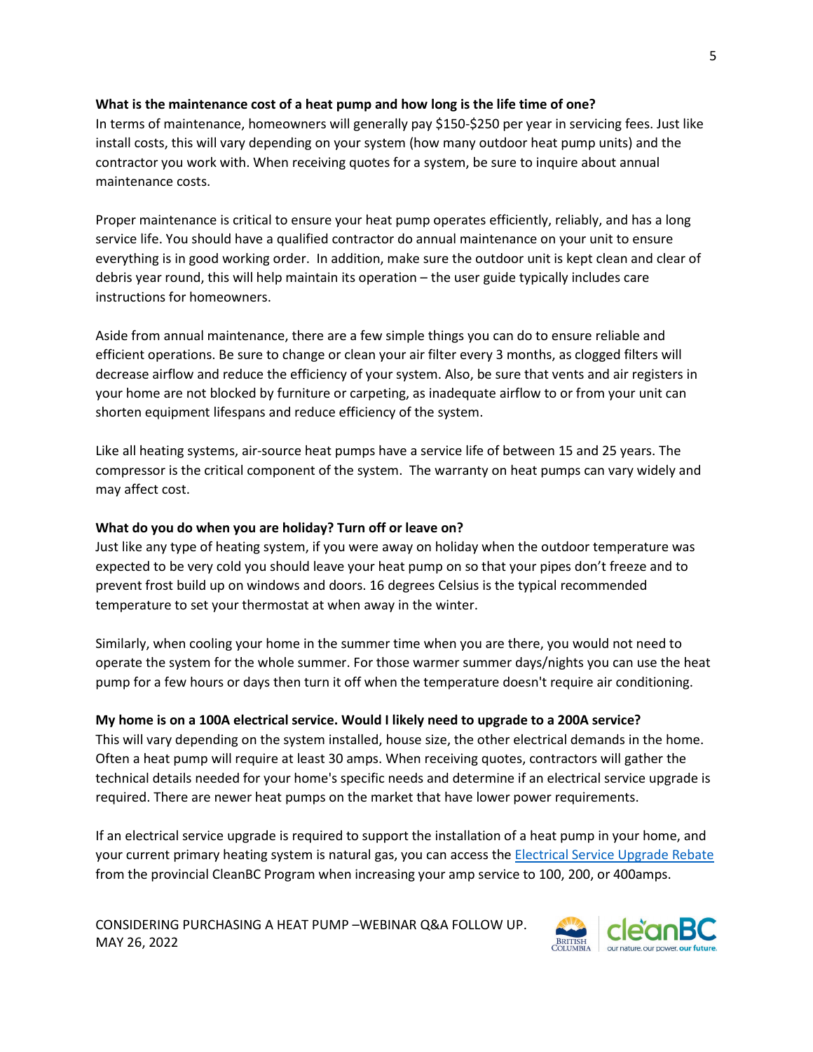**What is the maintenance cost of a heat pump and how long is the life time of one?**

In terms of maintenance, homeowners will generally pay $150-$250 per year in servicing fees. Just like install costs, this will vary depending on your system (how many outdoor heat pump units) and the contractor you work with. When receiving quotes for a system, be sure to inquire about annual maintenance costs.

Proper maintenance is critical to ensure your heat pump operates efficiently, reliably, and has a long service life. You should have a qualified contractor do annual maintenance on your unit to ensure everything is in good working order. In addition, make sure the outdoor unit is kept clean and clear of debris year round, this will help maintain its operation – the user guide typically includes care instructions for homeowners.

Aside from annual maintenance, there are a few simple things you can do to ensure reliable and efficient operations. Be sure to change or clean your air filter every 3 months, as clogged filters will decrease airflow and reduce the efficiency of your system. Also, be sure that vents and air registers in your home are not blocked by furniture or carpeting, as inadequate airflow to or from your unit can shorten equipment lifespans and reduce efficiency of the system.

Like all heating systems, air-source heat pumps have a service life of between 15 and 25 years. The compressor is the critical component of the system. The warranty on heat pumps can vary widely and may affect cost.

**What do you do when you are holiday? Turn off or leave on?**

Just like any type of heating system, if you were away on holiday when the outdoor temperature was expected to be very cold you should leave your heat pump on so that your pipes don't freeze and to prevent frost build up on windows and doors. 16 degrees Celsius is the typical recommended temperature to set your thermostat at when away in the winter.

Similarly, when cooling your home in the summer time when you are there, you would not need to operate the system for the whole summer. For those warmer summer days/nights you can use the heat pump for a few hours or days then turn it off when the temperature doesn't require air conditioning.

**My home is on a 100A electrical service. Would I likely need to upgrade to a 200A service?**

This will vary depending on the system installed, house size, the other electrical demands in the home. Often a heat pump will require at least 30 amps. When receiving quotes, contractors will gather the technical details needed for your home's specific needs and determine if an electrical service upgrade is required. There are newer heat pumps on the market that have lower power requirements.

If an electrical service upgrade is required to support the installation of a heat pump in your home, and your current primary heating system is natural gas, you can access the Electrical Service Upgrade Rebate from the provincial CleanBC Program when increasing your amp service to 100, 200, or 400amps.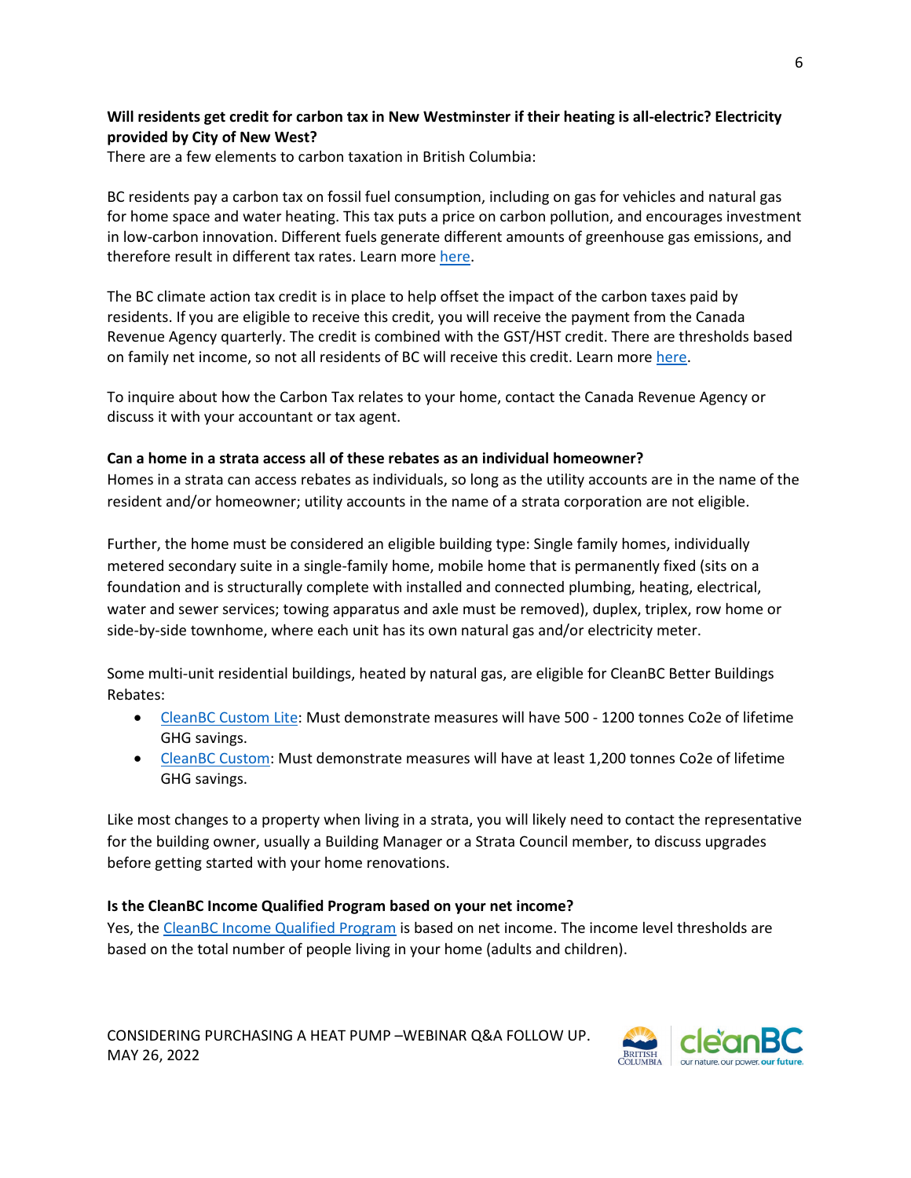**Will residents get credit for carbon tax in New Westminster if their heating is all-electric? Electricity provided by City of New West?**

There are a few elements to carbon taxation in British Columbia:

BC residents pay a carbon tax on fossil fuel consumption, including on gas for vehicles and natural gas for home space and water heating. This tax puts a price on carbon pollution, and encourages investment in low-carbon innovation. Different fuels generate different amounts of greenhouse gas emissions, and therefore result in different tax rates. Learn more here.

The BC climate action tax credit is in place to help offset the impact of the carbon taxes paid by residents. If you are eligible to receive this credit, you will receive the payment from the Canada Revenue Agency quarterly. The credit is combined with the GST/HST credit. There are thresholds based on family net income, so not all residents of BC will receive this credit. Learn more here.

To inquire about how the Carbon Tax relates to your home, contact the Canada Revenue Agency or discuss it with your accountant or tax agent.

**Can a home in a strata access all of these rebates as an individual homeowner?**

Homes in a strata can access rebates as individuals, so long as the utility accounts are in the name of the resident and/or homeowner; utility accounts in the name of a strata corporation are not eligible.

Further, the home must be considered an eligible building type: Single family homes, individually metered secondary suite in a single-family home, mobile home that is permanently fixed (sits on a foundation and is structurally complete with installed and connected plumbing, heating, electrical, water and sewer services; towing apparatus and axle must be removed), duplex, triplex, row home or side-by-side townhome, where each unit has its own natural gas and/or electricity meter.

Some multi-unit residential buildings, heated by natural gas, are eligible for CleanBC Better Buildings Rebates:

- CleanBC Custom Lite: Must demonstrate measures will have 500 - 1200 tonnes Co2e of lifetime GHG savings.
- CleanBC Custom: Must demonstrate measures will have at least 1,200 tonnes Co2e of lifetime GHG savings.

Like most changes to a property when living in a strata, you will likely need to contact the representative for the building owner, usually a Building Manager or a Strata Council member, to discuss upgrades before getting started with your home renovations.

**Is the CleanBC Income Qualified Program based on your net income?**

Yes, the CleanBC Income Qualified Program is based on net income. The income level thresholds are based on the total number of people living in your home (adults and children).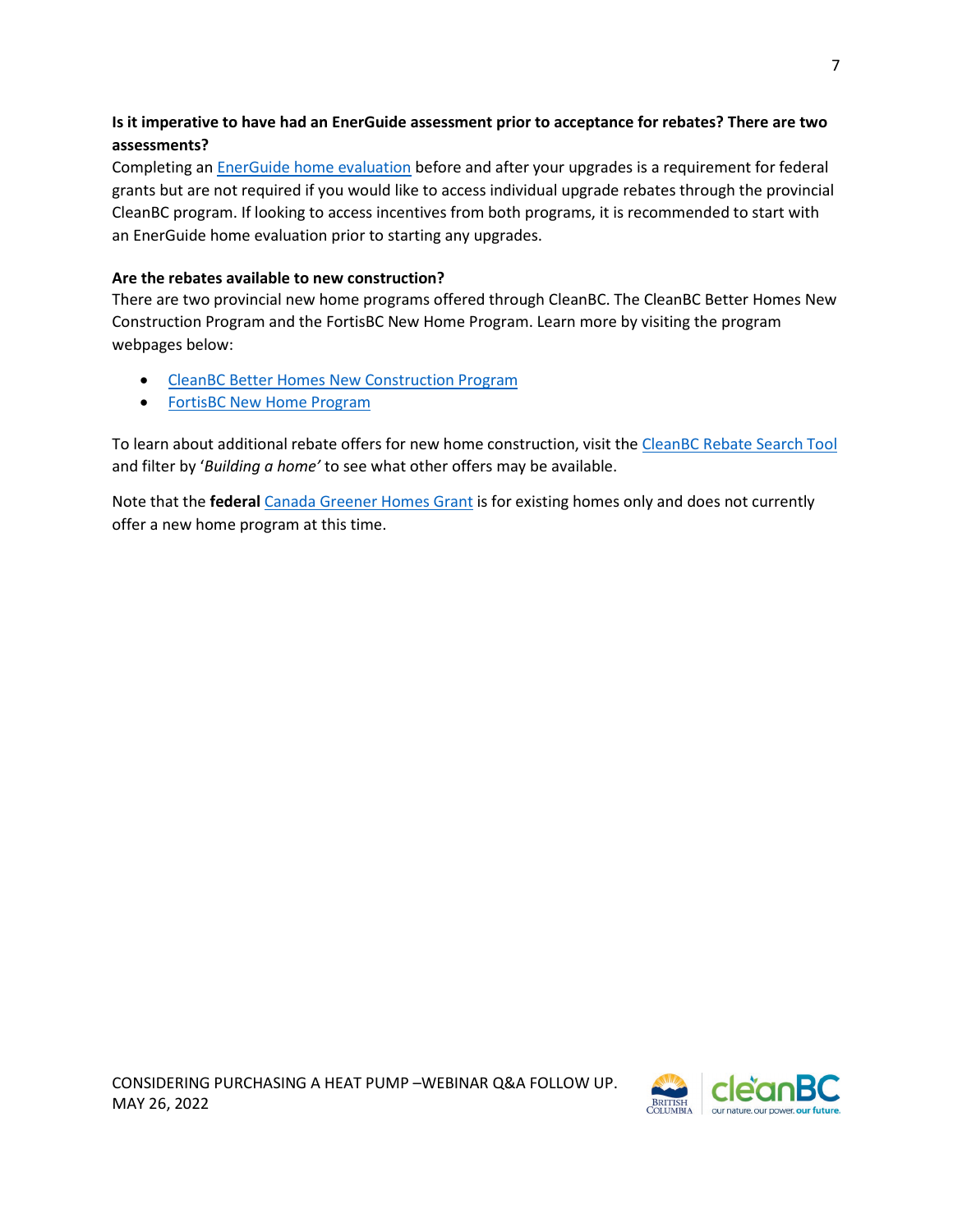**Is it imperative to have had an EnerGuide assessment prior to acceptance for rebates? There are two assessments?**

Completing an EnerGuide home evaluation before and after your upgrades is a requirement for federal grants but are not required if you would like to access individual upgrade rebates through the provincial CleanBC program. If looking to access incentives from both programs, it is recommended to start with an EnerGuide home evaluation prior to starting any upgrades.

**Are the rebates available to new construction?**

There are two provincial new home programs offered through CleanBC. The CleanBC Better Homes New Construction Program and the FortisBC New Home Program. Learn more by visiting the program webpages below:

- CleanBC Better Homes New Construction Program
- FortisBC New Home Program

To learn about additional rebate offers for new home construction, visit the CleanBC Rebate Search Tool and filter by '*Building a home'* to see what other offers may be available.

Note that the **federal** Canada Greener Homes Grant is for existing homes only and does not currently offer a new home program at this time.